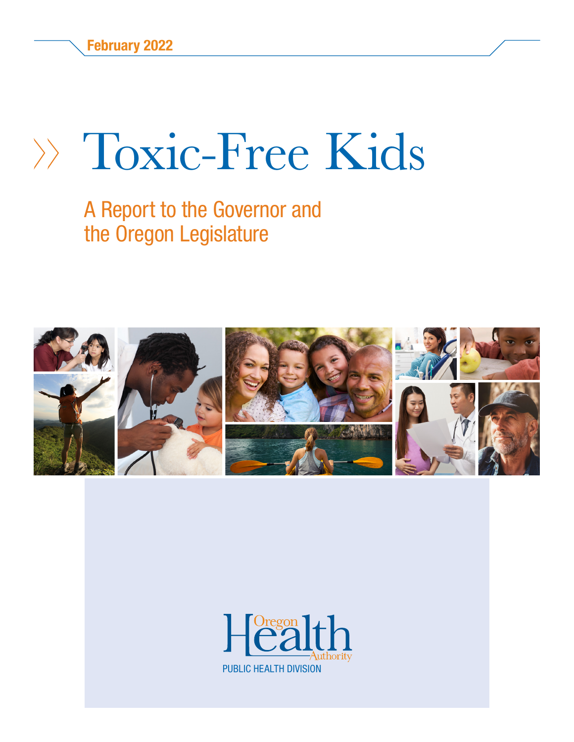February 2022

# Toxic-Free Kids

## A Report to the Governor and the Oregon Legislature

Oregon Health Authority

PUBLIC HEALTH DIVISION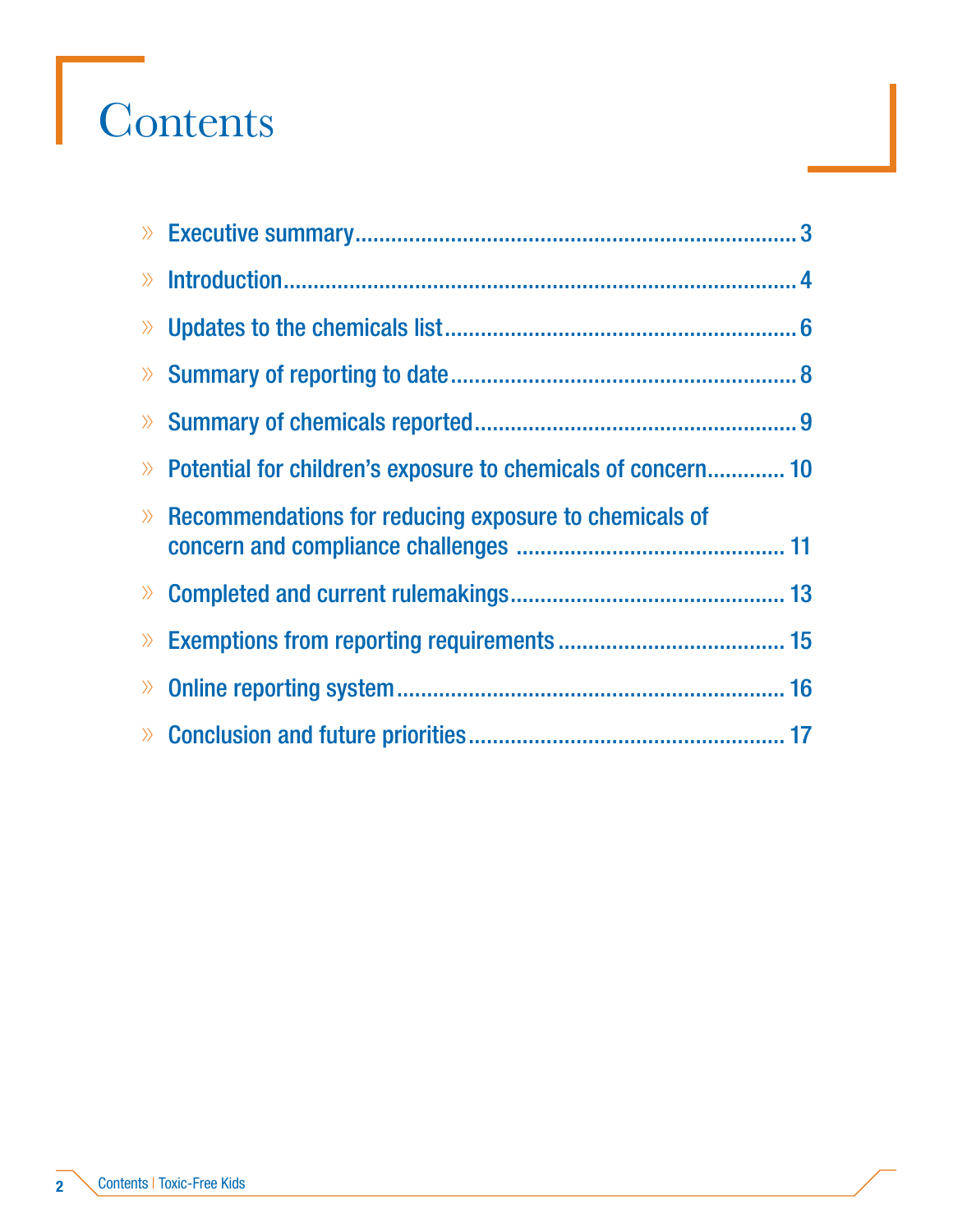# Contents

- Executive summary.......................................................................... 3
- Introduction..................................................................................... 4
- Updates to the chemicals list.......................................................... 6
- Summary of reporting to date......................................................... 8
- Summary of chemicals reported...................................................... 9
- Potential for children's exposure to chemicals of concern............. 10
- Recommendations for reducing exposure to chemicals of concern and compliance challenges ............................................ 11
- Completed and current rulemakings............................................. 13
- Exemptions from reporting requirements..................................... 15
- Online reporting system................................................................ 16
- Conclusion and future priorities.................................................... 17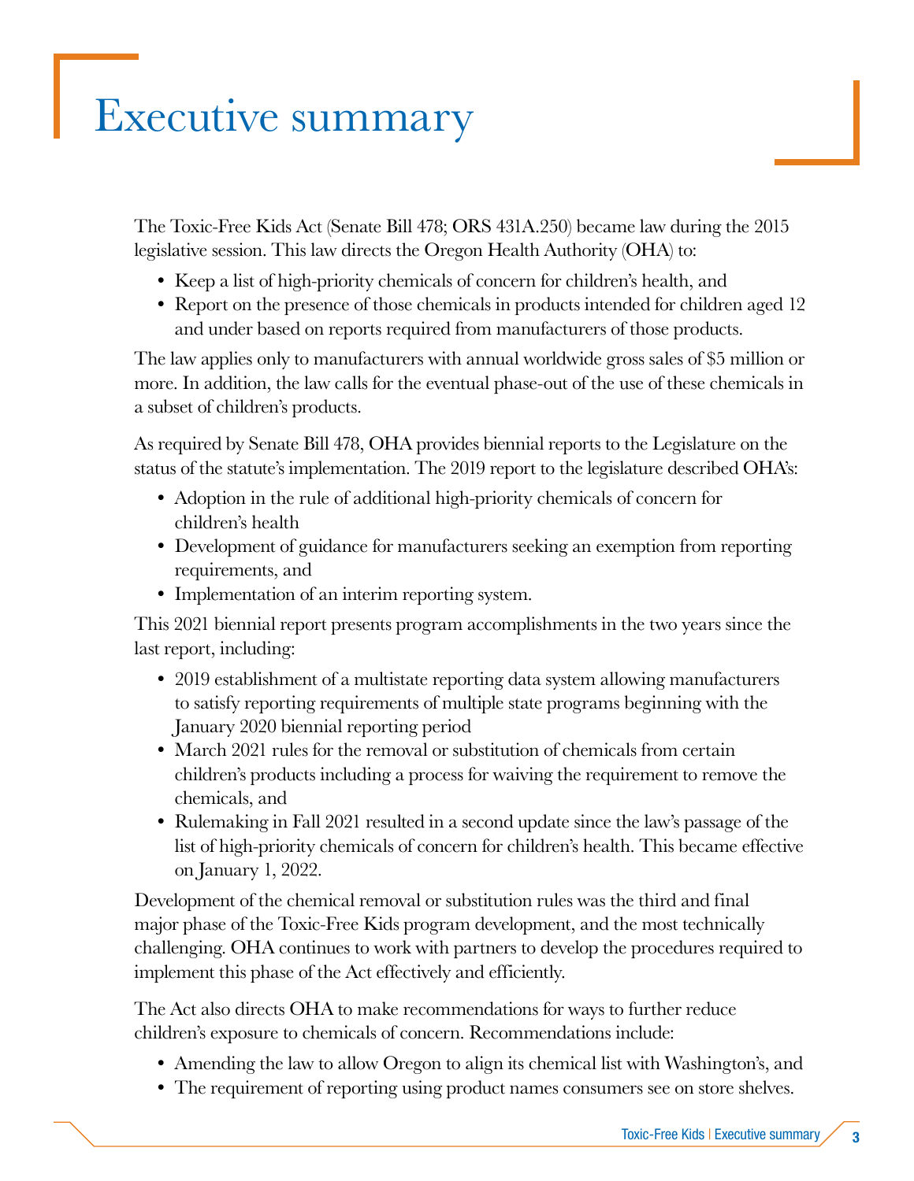# Executive summary

The Toxic-Free Kids Act (Senate Bill 478; ORS 431A.250) became law during the 2015 legislative session. This law directs the Oregon Health Authority (OHA) to:

- Keep a list of high-priority chemicals of concern for children's health, and
- Report on the presence of those chemicals in products intended for children aged 12 and under based on reports required from manufacturers of those products.

The law applies only to manufacturers with annual worldwide gross sales of $5 million or more. In addition, the law calls for the eventual phase-out of the use of these chemicals in a subset of children's products.

As required by Senate Bill 478, OHA provides biennial reports to the Legislature on the status of the statute's implementation. The 2019 report to the legislature described OHA's:

- Adoption in the rule of additional high-priority chemicals of concern for children's health
- Development of guidance for manufacturers seeking an exemption from reporting requirements, and
- Implementation of an interim reporting system.

This 2021 biennial report presents program accomplishments in the two years since the last report, including:

- 2019 establishment of a multistate reporting data system allowing manufacturers to satisfy reporting requirements of multiple state programs beginning with the January 2020 biennial reporting period
- March 2021 rules for the removal or substitution of chemicals from certain children's products including a process for waiving the requirement to remove the chemicals, and
- Rulemaking in Fall 2021 resulted in a second update since the law's passage of the list of high-priority chemicals of concern for children's health. This became effective on January 1, 2022.

Development of the chemical removal or substitution rules was the third and final major phase of the Toxic-Free Kids program development, and the most technically challenging. OHA continues to work with partners to develop the procedures required to implement this phase of the Act effectively and efficiently.

The Act also directs OHA to make recommendations for ways to further reduce children's exposure to chemicals of concern. Recommendations include:

- Amending the law to allow Oregon to align its chemical list with Washington's, and
- The requirement of reporting using product names consumers see on store shelves.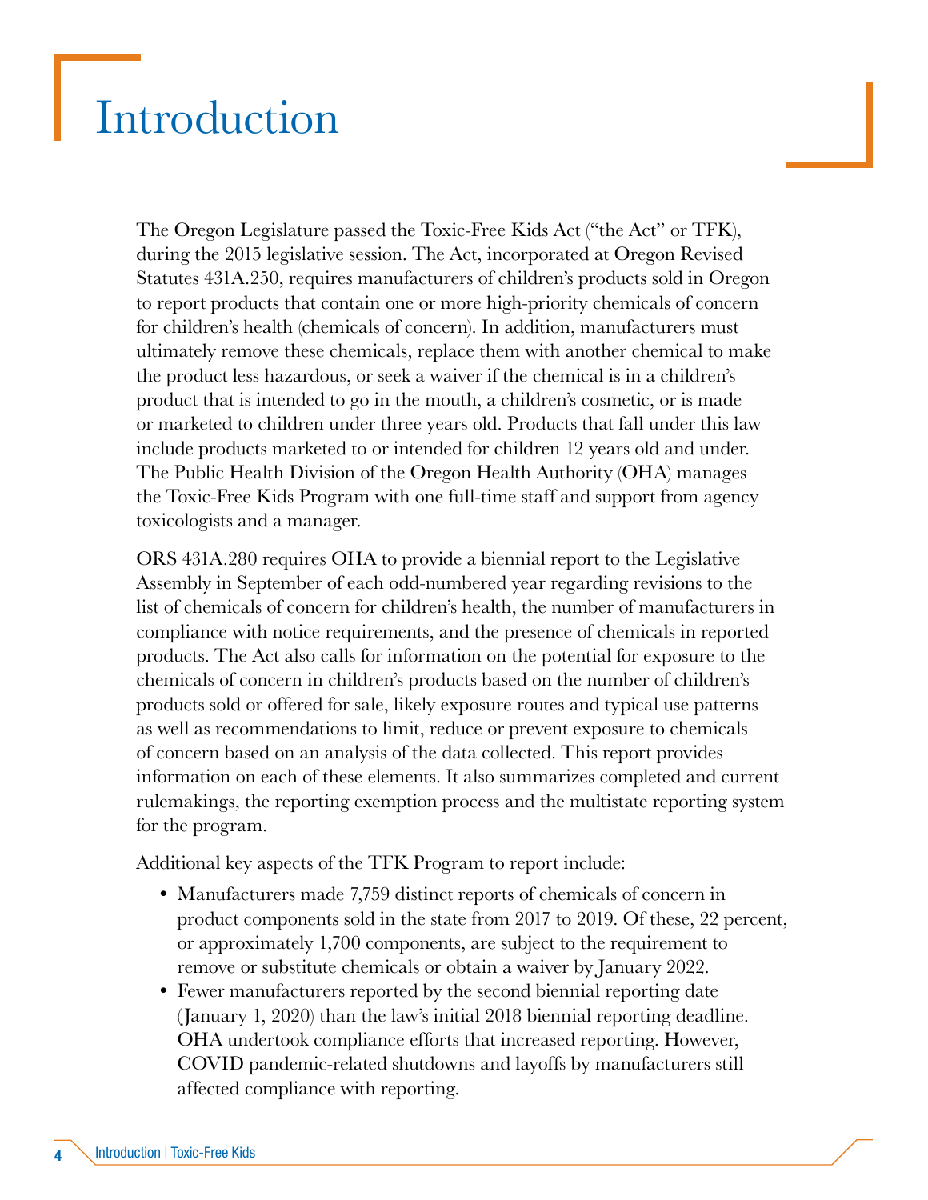# Introduction

The Oregon Legislature passed the Toxic-Free Kids Act ("the Act" or TFK), during the 2015 legislative session. The Act, incorporated at Oregon Revised Statutes 431A.250, requires manufacturers of children's products sold in Oregon to report products that contain one or more high-priority chemicals of concern for children's health (chemicals of concern). In addition, manufacturers must ultimately remove these chemicals, replace them with another chemical to make the product less hazardous, or seek a waiver if the chemical is in a children's product that is intended to go in the mouth, a children's cosmetic, or is made or marketed to children under three years old. Products that fall under this law include products marketed to or intended for children 12 years old and under. The Public Health Division of the Oregon Health Authority (OHA) manages the Toxic-Free Kids Program with one full-time staff and support from agency toxicologists and a manager.

ORS 431A.280 requires OHA to provide a biennial report to the Legislative Assembly in September of each odd-numbered year regarding revisions to the list of chemicals of concern for children's health, the number of manufacturers in compliance with notice requirements, and the presence of chemicals in reported products. The Act also calls for information on the potential for exposure to the chemicals of concern in children's products based on the number of children's products sold or offered for sale, likely exposure routes and typical use patterns as well as recommendations to limit, reduce or prevent exposure to chemicals of concern based on an analysis of the data collected. This report provides information on each of these elements. It also summarizes completed and current rulemakings, the reporting exemption process and the multistate reporting system for the program.

Additional key aspects of the TFK Program to report include:

- Manufacturers made 7,759 distinct reports of chemicals of concern in product components sold in the state from 2017 to 2019. Of these, 22 percent, or approximately 1,700 components, are subject to the requirement to remove or substitute chemicals or obtain a waiver by January 2022.
- Fewer manufacturers reported by the second biennial reporting date (January 1, 2020) than the law's initial 2018 biennial reporting deadline. OHA undertook compliance efforts that increased reporting. However, COVID pandemic-related shutdowns and layoffs by manufacturers still affected compliance with reporting.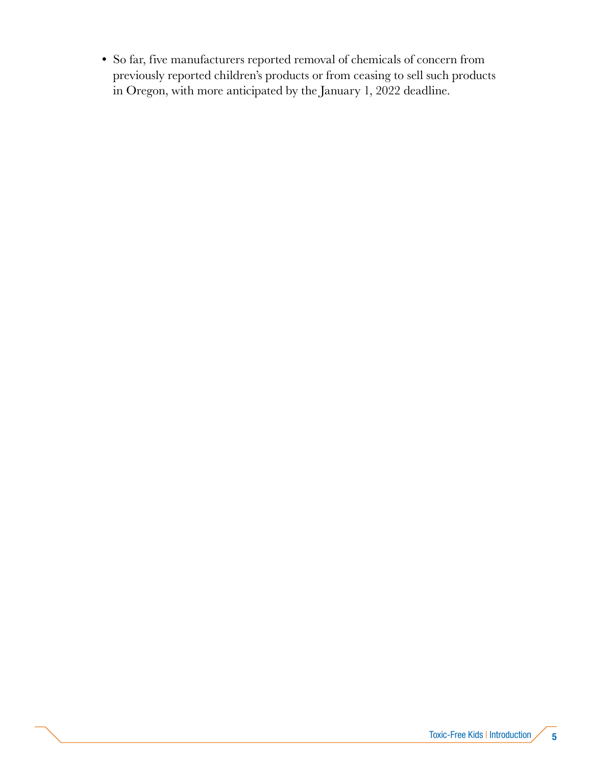- So far, five manufacturers reported removal of chemicals of concern from previously reported children's products or from ceasing to sell such products in Oregon, with more anticipated by the January 1, 2022 deadline.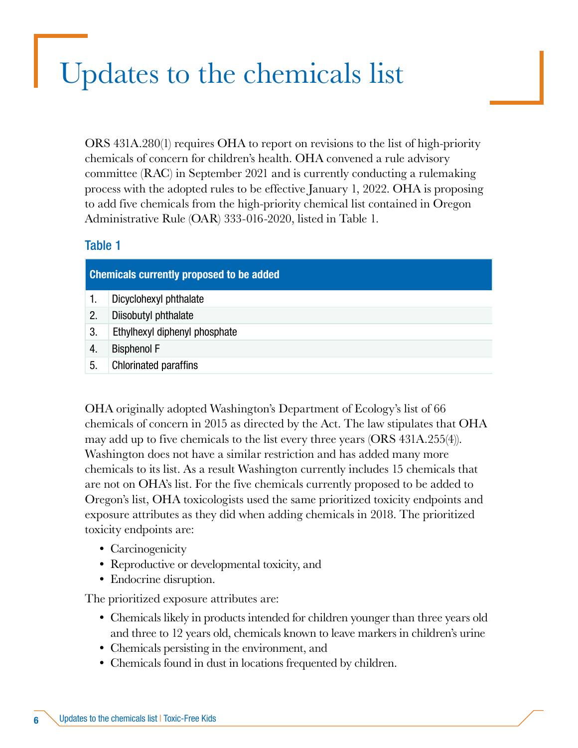# Updates to the chemicals list

ORS 431A.280(1) requires OHA to report on revisions to the list of high-priority chemicals of concern for children's health. OHA convened a rule advisory committee (RAC) in September 2021 and is currently conducting a rulemaking process with the adopted rules to be effective January 1, 2022. OHA is proposing to add five chemicals from the high-priority chemical list contained in Oregon Administrative Rule (OAR) 333-016-2020, listed in Table 1.

### Table 1

| Chemicals currently proposed to be added | |
|---|---|
| 1. | Dicyclohexyl phthalate |
| 2. | Diisobutyl phthalate |
| 3. | Ethylhexyl diphenyl phosphate |
| 4. | Bisphenol F |
| 5. | Chlorinated paraffins |

OHA originally adopted Washington's Department of Ecology's list of 66 chemicals of concern in 2015 as directed by the Act. The law stipulates that OHA may add up to five chemicals to the list every three years (ORS 431A.255(4)). Washington does not have a similar restriction and has added many more chemicals to its list. As a result Washington currently includes 15 chemicals that are not on OHA's list. For the five chemicals currently proposed to be added to Oregon's list, OHA toxicologists used the same prioritized toxicity endpoints and exposure attributes as they did when adding chemicals in 2018. The prioritized toxicity endpoints are:

- Carcinogenicity
- Reproductive or developmental toxicity, and
- Endocrine disruption.

The prioritized exposure attributes are:

- Chemicals likely in products intended for children younger than three years old and three to 12 years old, chemicals known to leave markers in children's urine
- Chemicals persisting in the environment, and
- Chemicals found in dust in locations frequented by children.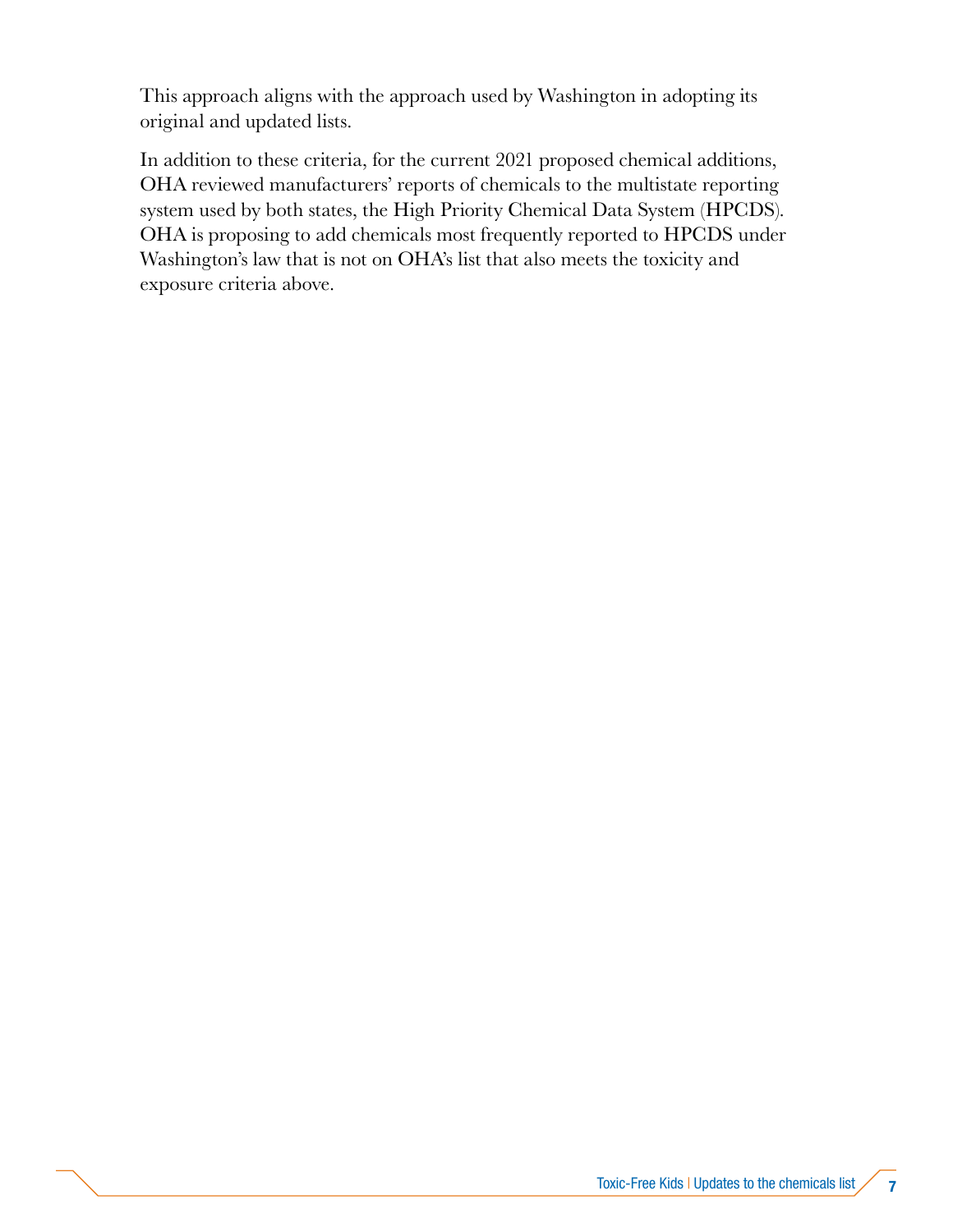This approach aligns with the approach used by Washington in adopting its original and updated lists.

In addition to these criteria, for the current 2021 proposed chemical additions, OHA reviewed manufacturers' reports of chemicals to the multistate reporting system used by both states, the High Priority Chemical Data System (HPCDS). OHA is proposing to add chemicals most frequently reported to HPCDS under Washington's law that is not on OHA's list that also meets the toxicity and exposure criteria above.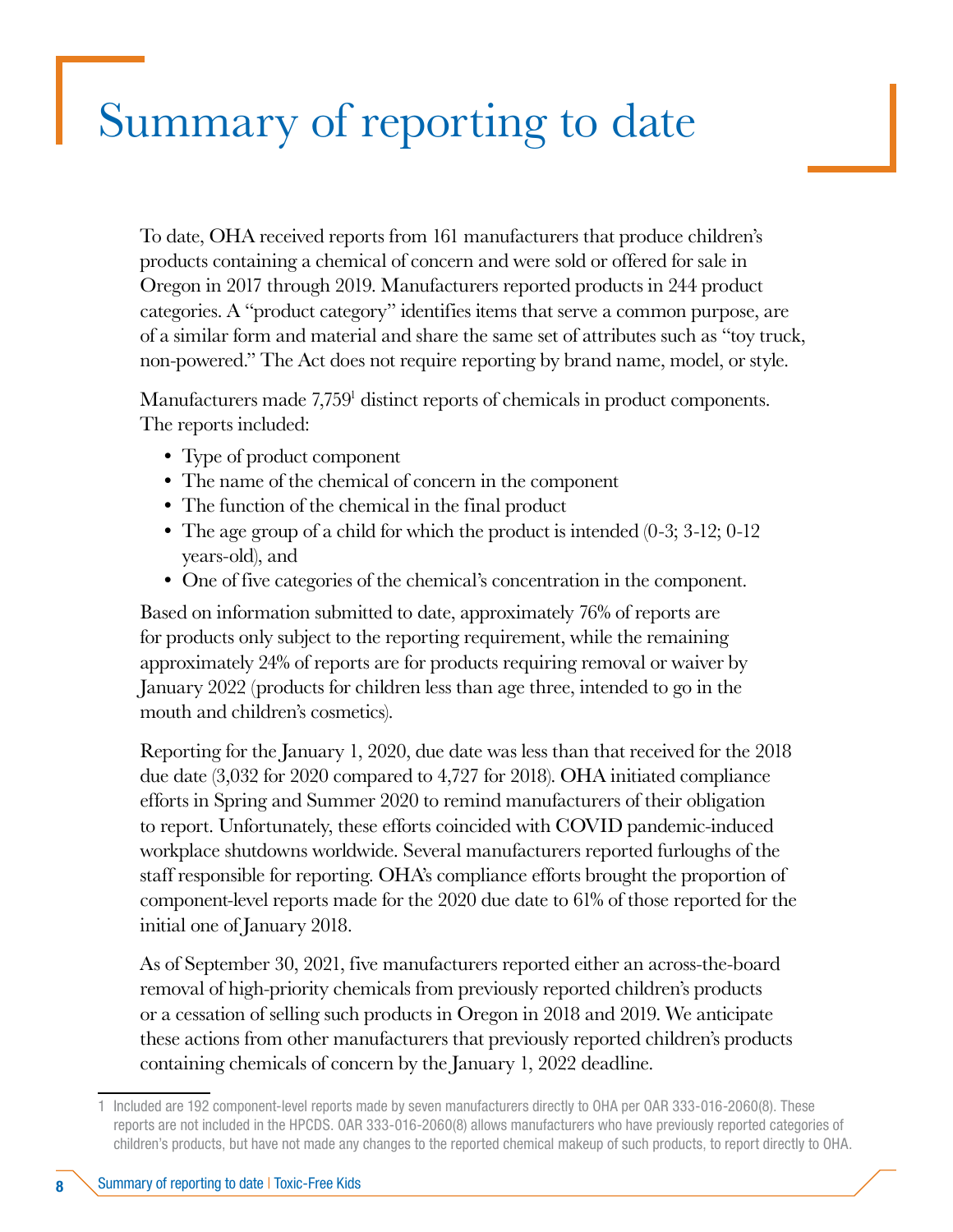# Summary of reporting to date

To date, OHA received reports from 161 manufacturers that produce children's products containing a chemical of concern and were sold or offered for sale in Oregon in 2017 through 2019. Manufacturers reported products in 244 product categories. A "product category" identifies items that serve a common purpose, are of a similar form and material and share the same set of attributes such as "toy truck, non-powered." The Act does not require reporting by brand name, model, or style.

Manufacturers made 7,759[1] distinct reports of chemicals in product components. The reports included:

- Type of product component
- The name of the chemical of concern in the component
- The function of the chemical in the final product
- The age group of a child for which the product is intended (0-3; 3-12; 0-12 years-old), and
- One of five categories of the chemical's concentration in the component.

Based on information submitted to date, approximately 76% of reports are for products only subject to the reporting requirement, while the remaining approximately 24% of reports are for products requiring removal or waiver by January 2022 (products for children less than age three, intended to go in the mouth and children's cosmetics).

Reporting for the January 1, 2020, due date was less than that received for the 2018 due date (3,032 for 2020 compared to 4,727 for 2018). OHA initiated compliance efforts in Spring and Summer 2020 to remind manufacturers of their obligation to report. Unfortunately, these efforts coincided with COVID pandemic-induced workplace shutdowns worldwide. Several manufacturers reported furloughs of the staff responsible for reporting. OHA's compliance efforts brought the proportion of component-level reports made for the 2020 due date to 61% of those reported for the initial one of January 2018.

As of September 30, 2021, five manufacturers reported either an across-the-board removal of high-priority chemicals from previously reported children's products or a cessation of selling such products in Oregon in 2018 and 2019. We anticipate these actions from other manufacturers that previously reported children's products containing chemicals of concern by the January 1, 2022 deadline.

1 Included are 192 component-level reports made by seven manufacturers directly to OHA per OAR 333-016-2060(8). These reports are not included in the HPCDS. OAR 333-016-2060(8) allows manufacturers who have previously reported categories of children's products, but have not made any changes to the reported chemical makeup of such products, to report directly to OHA.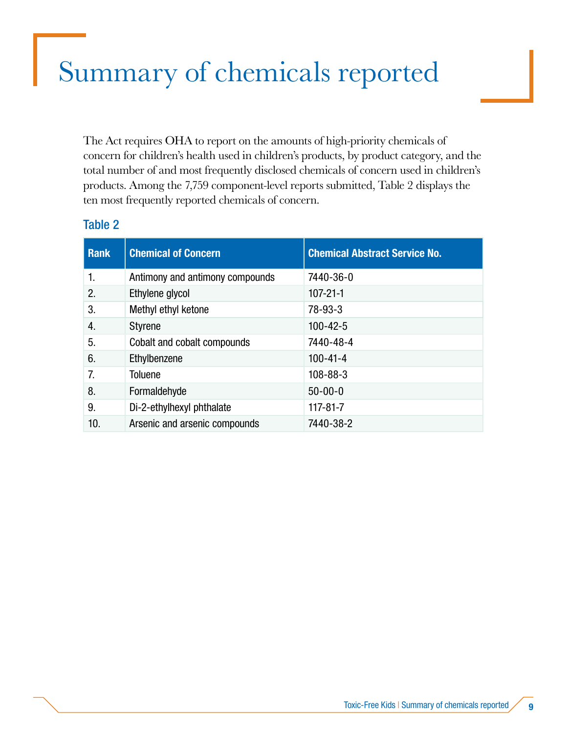# Summary of chemicals reported

The Act requires OHA to report on the amounts of high-priority chemicals of concern for children's health used in children's products, by product category, and the total number of and most frequently disclosed chemicals of concern used in children's products. Among the 7,759 component-level reports submitted, Table 2 displays the ten most frequently reported chemicals of concern.

### Table 2

| Rank | Chemical of Concern | Chemical Abstract Service No. |
|---|---|---|
| 1. | Antimony and antimony compounds | 7440-36-0 |
| 2. | Ethylene glycol | 107-21-1 |
| 3. | Methyl ethyl ketone | 78-93-3 |
| 4. | Styrene | 100-42-5 |
| 5. | Cobalt and cobalt compounds | 7440-48-4 |
| 6. | Ethylbenzene | 100-41-4 |
| 7. | Toluene | 108-88-3 |
| 8. | Formaldehyde | 50-00-0 |
| 9. | Di-2-ethylhexyl phthalate | 117-81-7 |
| 10. | Arsenic and arsenic compounds | 7440-38-2 |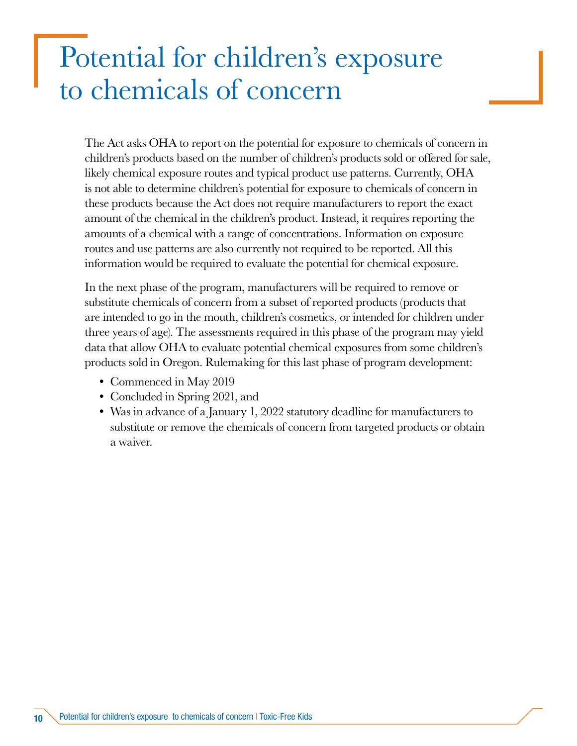# Potential for children's exposure to chemicals of concern

The Act asks OHA to report on the potential for exposure to chemicals of concern in children's products based on the number of children's products sold or offered for sale, likely chemical exposure routes and typical product use patterns. Currently, OHA is not able to determine children's potential for exposure to chemicals of concern in these products because the Act does not require manufacturers to report the exact amount of the chemical in the children's product. Instead, it requires reporting the amounts of a chemical with a range of concentrations. Information on exposure routes and use patterns are also currently not required to be reported. All this information would be required to evaluate the potential for chemical exposure.

In the next phase of the program, manufacturers will be required to remove or substitute chemicals of concern from a subset of reported products (products that are intended to go in the mouth, children's cosmetics, or intended for children under three years of age). The assessments required in this phase of the program may yield data that allow OHA to evaluate potential chemical exposures from some children's products sold in Oregon. Rulemaking for this last phase of program development:

- Commenced in May 2019
- Concluded in Spring 2021, and
- Was in advance of a January 1, 2022 statutory deadline for manufacturers to substitute or remove the chemicals of concern from targeted products or obtain a waiver.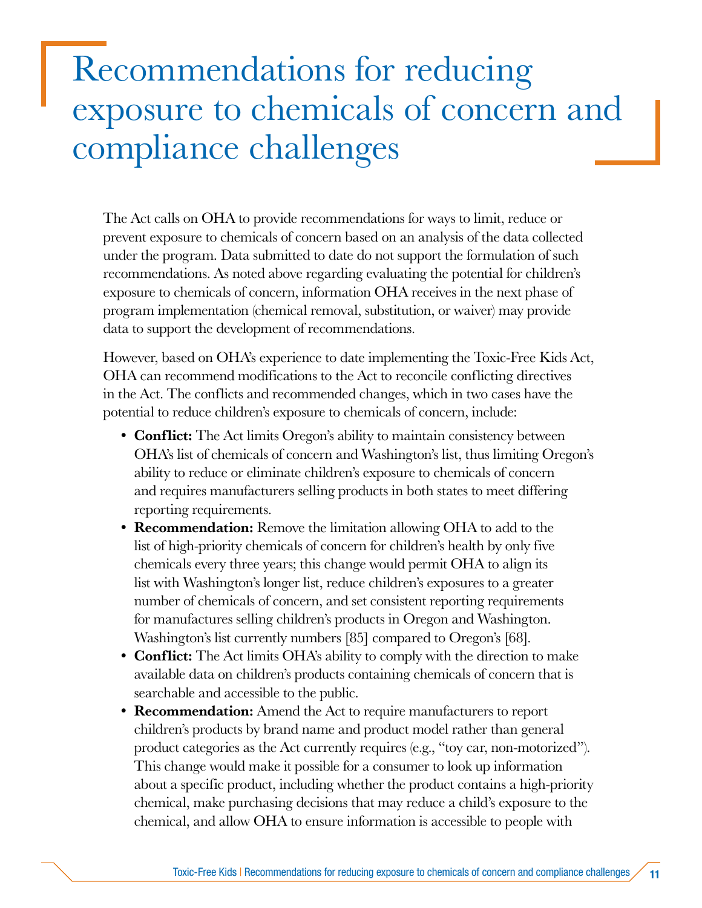# Recommendations for reducing exposure to chemicals of concern and compliance challenges

The Act calls on OHA to provide recommendations for ways to limit, reduce or prevent exposure to chemicals of concern based on an analysis of the data collected under the program. Data submitted to date do not support the formulation of such recommendations. As noted above regarding evaluating the potential for children's exposure to chemicals of concern, information OHA receives in the next phase of program implementation (chemical removal, substitution, or waiver) may provide data to support the development of recommendations.

However, based on OHA's experience to date implementing the Toxic-Free Kids Act, OHA can recommend modifications to the Act to reconcile conflicting directives in the Act. The conflicts and recommended changes, which in two cases have the potential to reduce children's exposure to chemicals of concern, include:

- **Conflict:** The Act limits Oregon's ability to maintain consistency between OHA's list of chemicals of concern and Washington's list, thus limiting Oregon's ability to reduce or eliminate children's exposure to chemicals of concern and requires manufacturers selling products in both states to meet differing reporting requirements.
- **Recommendation:** Remove the limitation allowing OHA to add to the list of high-priority chemicals of concern for children's health by only five chemicals every three years; this change would permit OHA to align its list with Washington's longer list, reduce children's exposures to a greater number of chemicals of concern, and set consistent reporting requirements for manufactures selling children's products in Oregon and Washington. Washington's list currently numbers [85] compared to Oregon's [68].
- **Conflict:** The Act limits OHA's ability to comply with the direction to make available data on children's products containing chemicals of concern that is searchable and accessible to the public.
- **Recommendation:** Amend the Act to require manufacturers to report children's products by brand name and product model rather than general product categories as the Act currently requires (e.g., "toy car, non-motorized"). This change would make it possible for a consumer to look up information about a specific product, including whether the product contains a high-priority chemical, make purchasing decisions that may reduce a child's exposure to the chemical, and allow OHA to ensure information is accessible to people with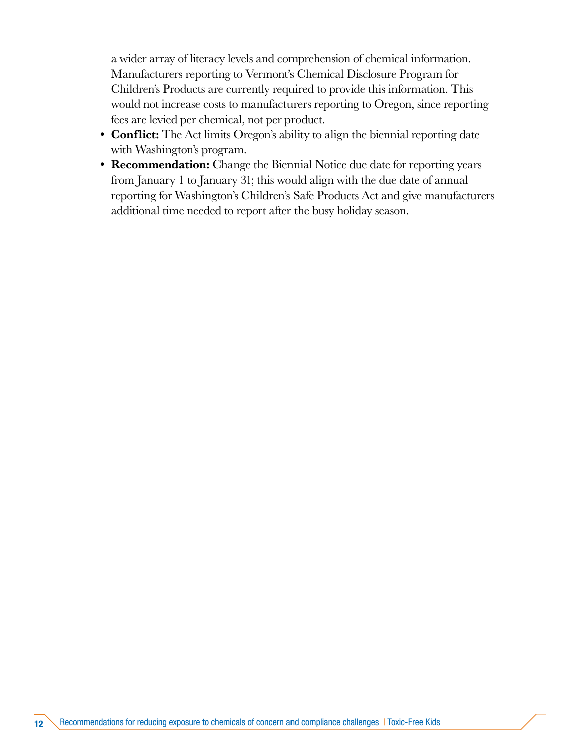a wider array of literacy levels and comprehension of chemical information. Manufacturers reporting to Vermont's Chemical Disclosure Program for Children's Products are currently required to provide this information. This would not increase costs to manufacturers reporting to Oregon, since reporting fees are levied per chemical, not per product.

- **Conflict:** The Act limits Oregon's ability to align the biennial reporting date with Washington's program.
- **Recommendation:** Change the Biennial Notice due date for reporting years from January 1 to January 31; this would align with the due date of annual reporting for Washington's Children's Safe Products Act and give manufacturers additional time needed to report after the busy holiday season.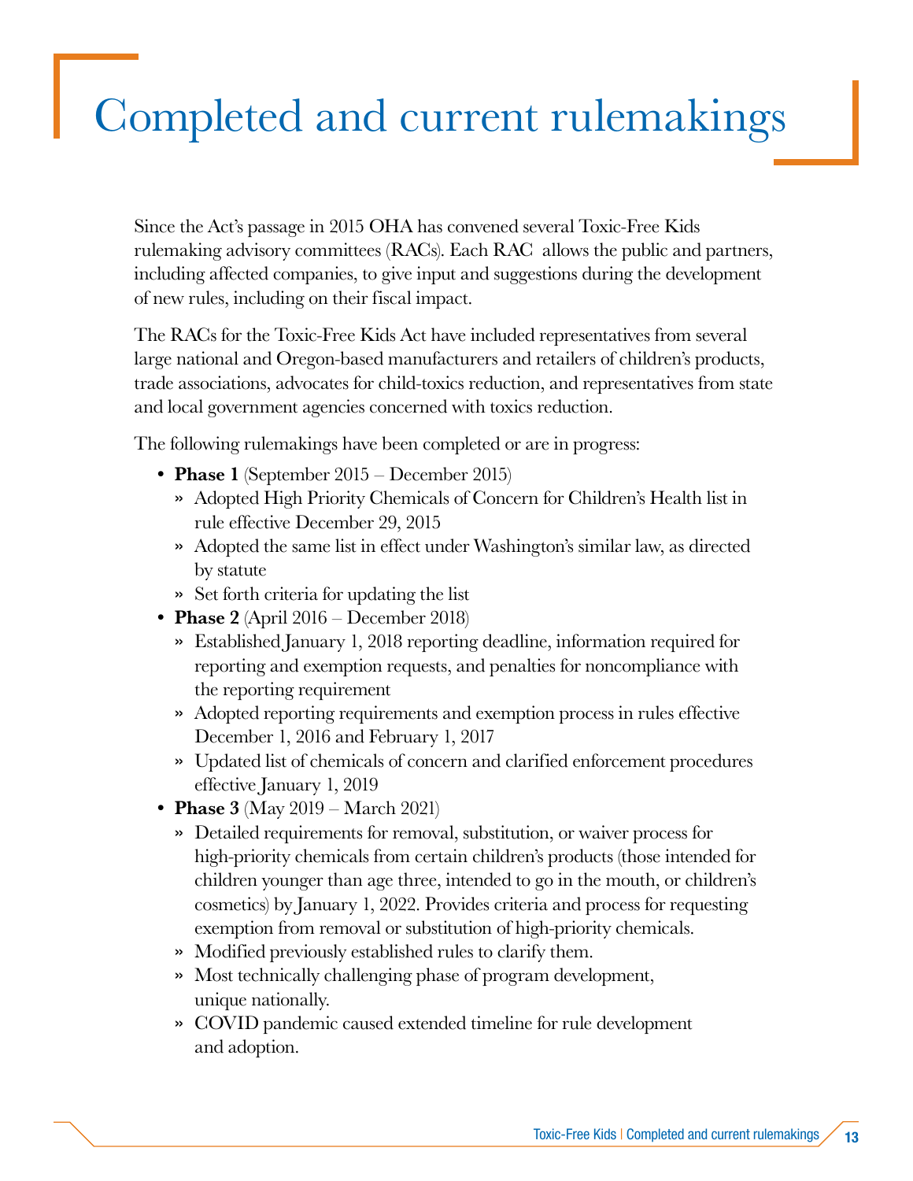# Completed and current rulemakings

Since the Act's passage in 2015 OHA has convened several Toxic-Free Kids rulemaking advisory committees (RACs). Each RAC allows the public and partners, including affected companies, to give input and suggestions during the development of new rules, including on their fiscal impact.

The RACs for the Toxic-Free Kids Act have included representatives from several large national and Oregon-based manufacturers and retailers of children's products, trade associations, advocates for child-toxics reduction, and representatives from state and local government agencies concerned with toxics reduction.

The following rulemakings have been completed or are in progress:

- **Phase 1** (September 2015 – December 2015)
  - Adopted High Priority Chemicals of Concern for Children's Health list in rule effective December 29, 2015
  - Adopted the same list in effect under Washington's similar law, as directed by statute
  - Set forth criteria for updating the list
- **Phase 2** (April 2016 – December 2018)
  - Established January 1, 2018 reporting deadline, information required for reporting and exemption requests, and penalties for noncompliance with the reporting requirement
  - Adopted reporting requirements and exemption process in rules effective December 1, 2016 and February 1, 2017
  - Updated list of chemicals of concern and clarified enforcement procedures effective January 1, 2019
- **Phase 3** (May 2019 – March 2021)
  - Detailed requirements for removal, substitution, or waiver process for high-priority chemicals from certain children's products (those intended for children younger than age three, intended to go in the mouth, or children's cosmetics) by January 1, 2022. Provides criteria and process for requesting exemption from removal or substitution of high-priority chemicals.
  - Modified previously established rules to clarify them.
  - Most technically challenging phase of program development, unique nationally.
  - COVID pandemic caused extended timeline for rule development and adoption.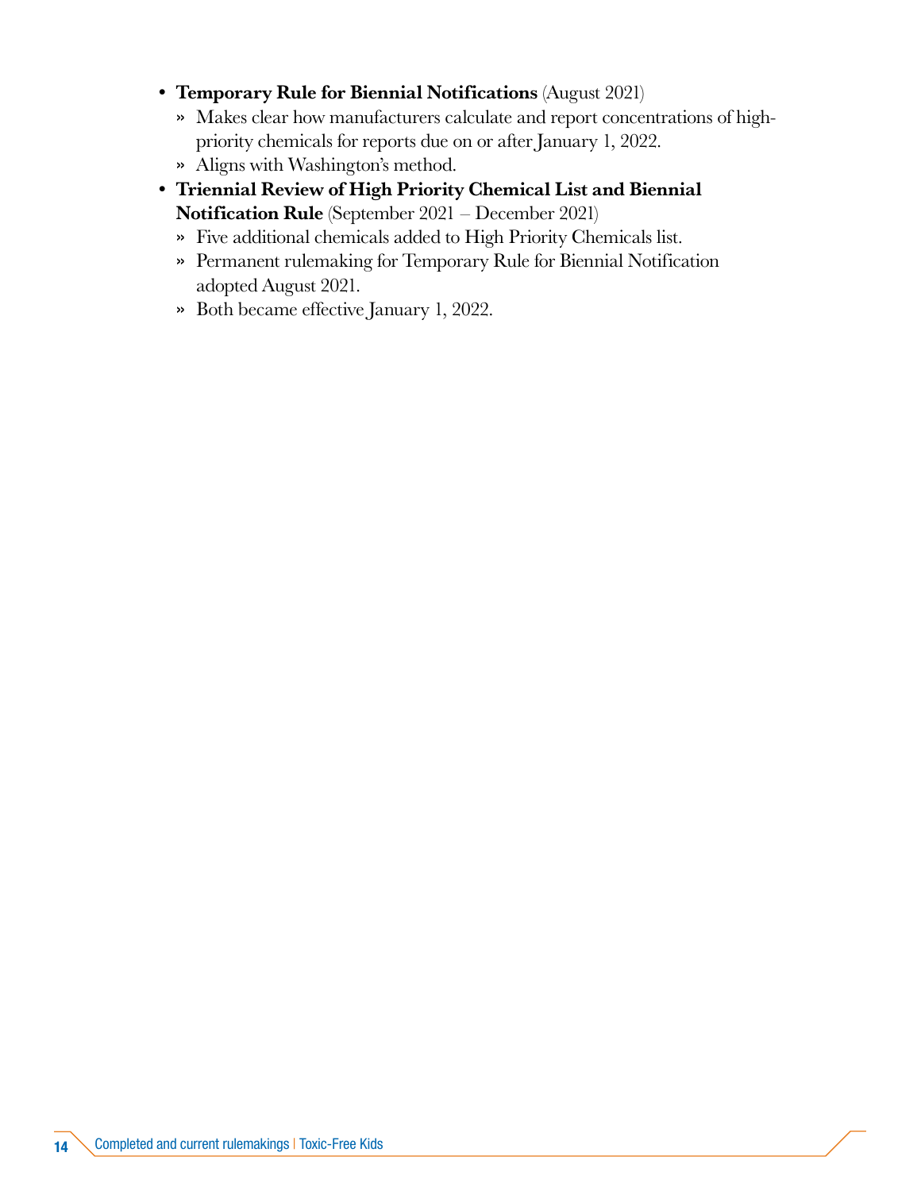- **Temporary Rule for Biennial Notifications** (August 2021)
  - Makes clear how manufacturers calculate and report concentrations of high-priority chemicals for reports due on or after January 1, 2022.
  - Aligns with Washington's method.
- **Triennial Review of High Priority Chemical List and Biennial Notification Rule** (September 2021 – December 2021)
  - Five additional chemicals added to High Priority Chemicals list.
  - Permanent rulemaking for Temporary Rule for Biennial Notification adopted August 2021.
  - Both became effective January 1, 2022.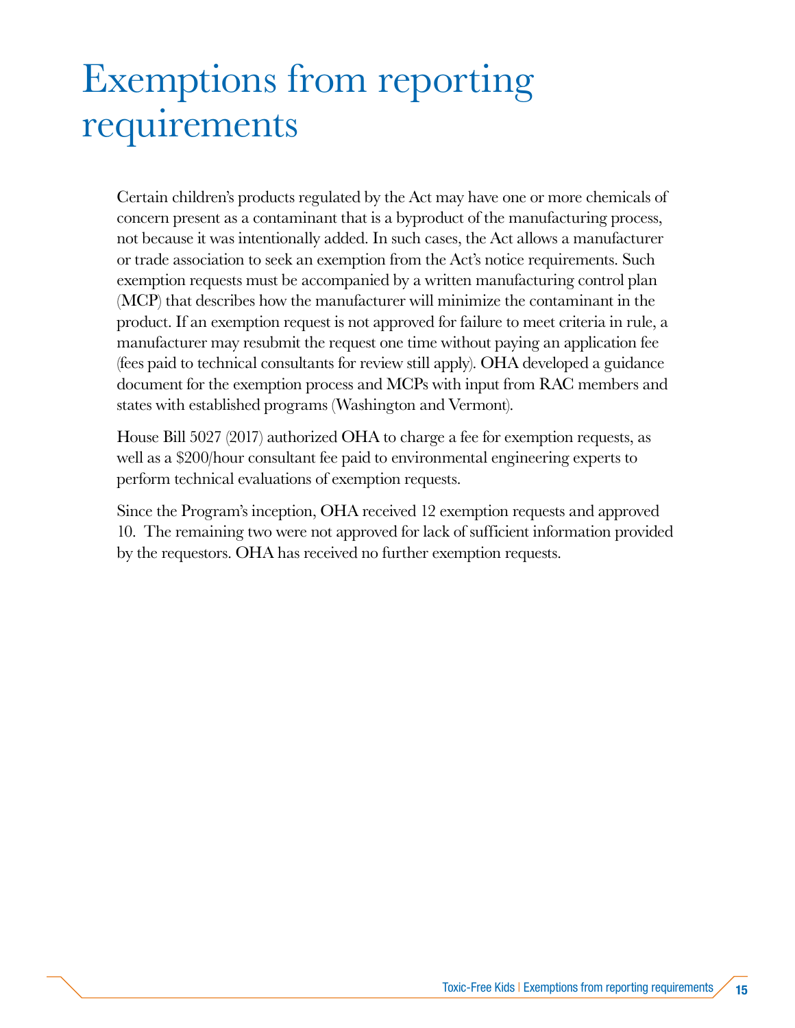# Exemptions from reporting requirements

Certain children's products regulated by the Act may have one or more chemicals of concern present as a contaminant that is a byproduct of the manufacturing process, not because it was intentionally added. In such cases, the Act allows a manufacturer or trade association to seek an exemption from the Act's notice requirements. Such exemption requests must be accompanied by a written manufacturing control plan (MCP) that describes how the manufacturer will minimize the contaminant in the product. If an exemption request is not approved for failure to meet criteria in rule, a manufacturer may resubmit the request one time without paying an application fee (fees paid to technical consultants for review still apply). OHA developed a guidance document for the exemption process and MCPs with input from RAC members and states with established programs (Washington and Vermont).

House Bill 5027 (2017) authorized OHA to charge a fee for exemption requests, as well as a $200/hour consultant fee paid to environmental engineering experts to perform technical evaluations of exemption requests.

Since the Program's inception, OHA received 12 exemption requests and approved 10. The remaining two were not approved for lack of sufficient information provided by the requestors. OHA has received no further exemption requests.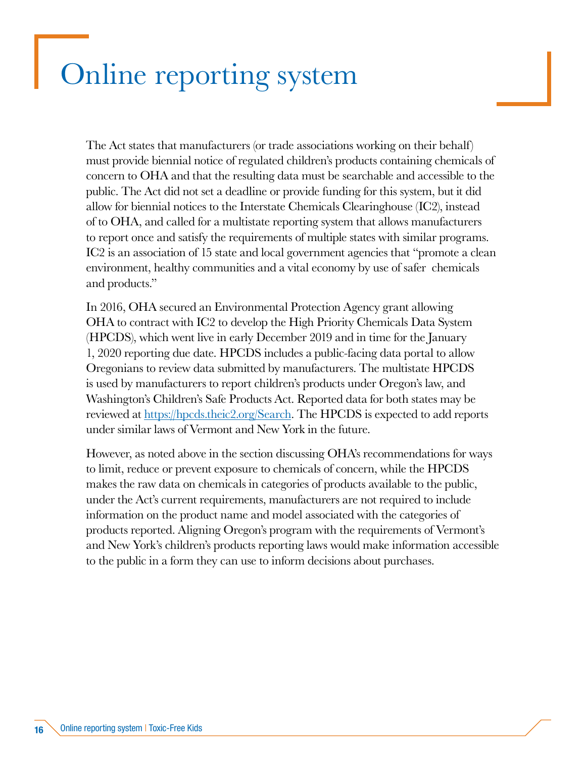# Online reporting system

The Act states that manufacturers (or trade associations working on their behalf) must provide biennial notice of regulated children's products containing chemicals of concern to OHA and that the resulting data must be searchable and accessible to the public. The Act did not set a deadline or provide funding for this system, but it did allow for biennial notices to the Interstate Chemicals Clearinghouse (IC2), instead of to OHA, and called for a multistate reporting system that allows manufacturers to report once and satisfy the requirements of multiple states with similar programs. IC2 is an association of 15 state and local government agencies that "promote a clean environment, healthy communities and a vital economy by use of safer chemicals and products."

In 2016, OHA secured an Environmental Protection Agency grant allowing OHA to contract with IC2 to develop the High Priority Chemicals Data System (HPCDS), which went live in early December 2019 and in time for the January 1, 2020 reporting due date. HPCDS includes a public-facing data portal to allow Oregonians to review data submitted by manufacturers. The multistate HPCDS is used by manufacturers to report children's products under Oregon's law, and Washington's Children's Safe Products Act. Reported data for both states may be reviewed at [https://hpcds.theic2.org/Search](https://hpcds.theic2.org/Search). The HPCDS is expected to add reports under similar laws of Vermont and New York in the future.

However, as noted above in the section discussing OHA's recommendations for ways to limit, reduce or prevent exposure to chemicals of concern, while the HPCDS makes the raw data on chemicals in categories of products available to the public, under the Act's current requirements, manufacturers are not required to include information on the product name and model associated with the categories of products reported. Aligning Oregon's program with the requirements of Vermont's and New York's children's products reporting laws would make information accessible to the public in a form they can use to inform decisions about purchases.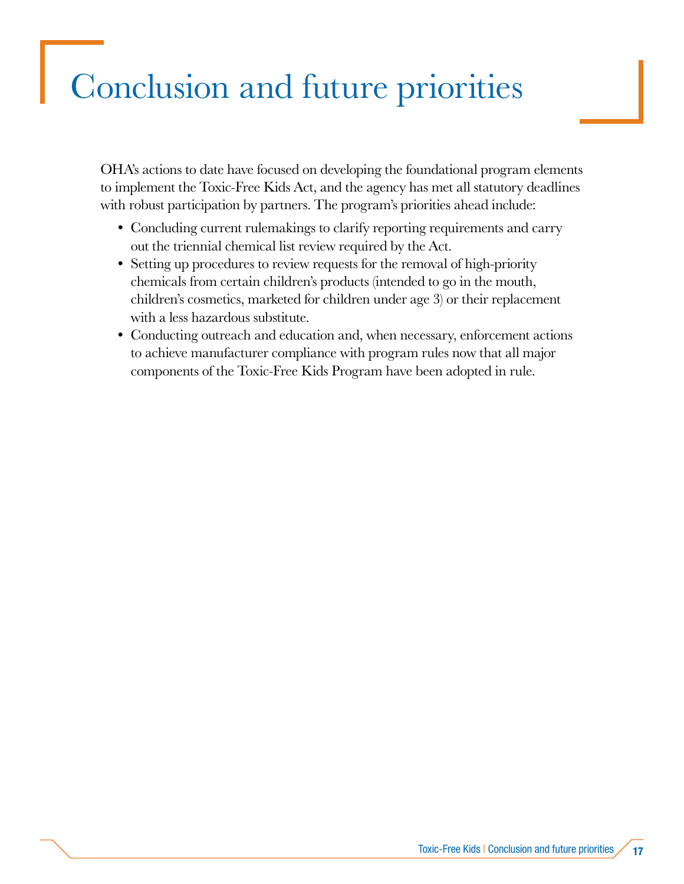# Conclusion and future priorities

OHA's actions to date have focused on developing the foundational program elements to implement the Toxic-Free Kids Act, and the agency has met all statutory deadlines with robust participation by partners. The program's priorities ahead include:

- Concluding current rulemakings to clarify reporting requirements and carry out the triennial chemical list review required by the Act.
- Setting up procedures to review requests for the removal of high-priority chemicals from certain children's products (intended to go in the mouth, children's cosmetics, marketed for children under age 3) or their replacement with a less hazardous substitute.
- Conducting outreach and education and, when necessary, enforcement actions to achieve manufacturer compliance with program rules now that all major components of the Toxic-Free Kids Program have been adopted in rule.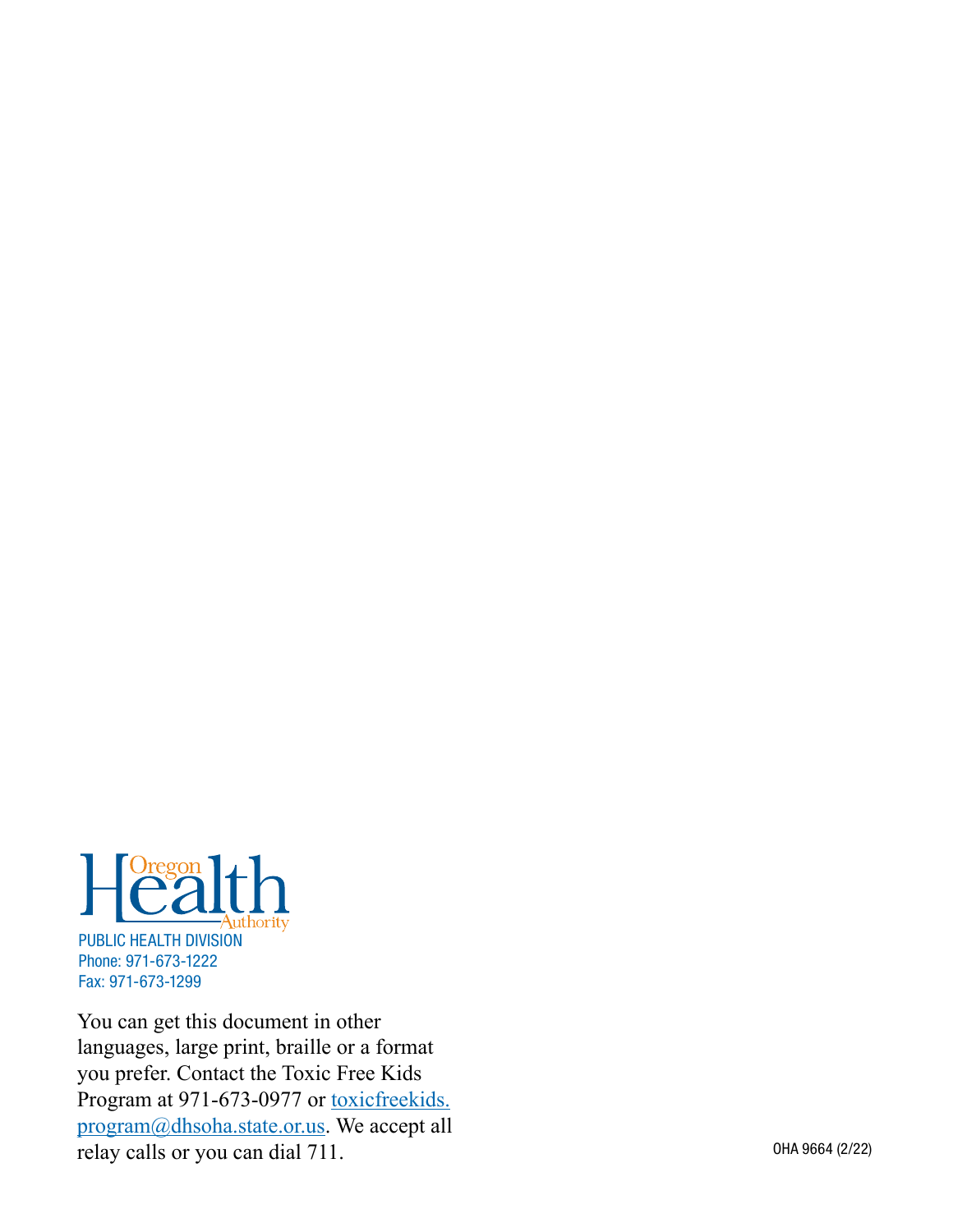Oregon Health Authority

PUBLIC HEALTH DIVISION
Phone: 971-673-1222
Fax: 971-673-1299

You can get this document in other languages, large print, braille or a format you prefer. Contact the Toxic Free Kids Program at 971-673-0977 or toxicfreekids.program@dhsoha.state.or.us. We accept all relay calls or you can dial 711.

OHA 9664 (2/22)